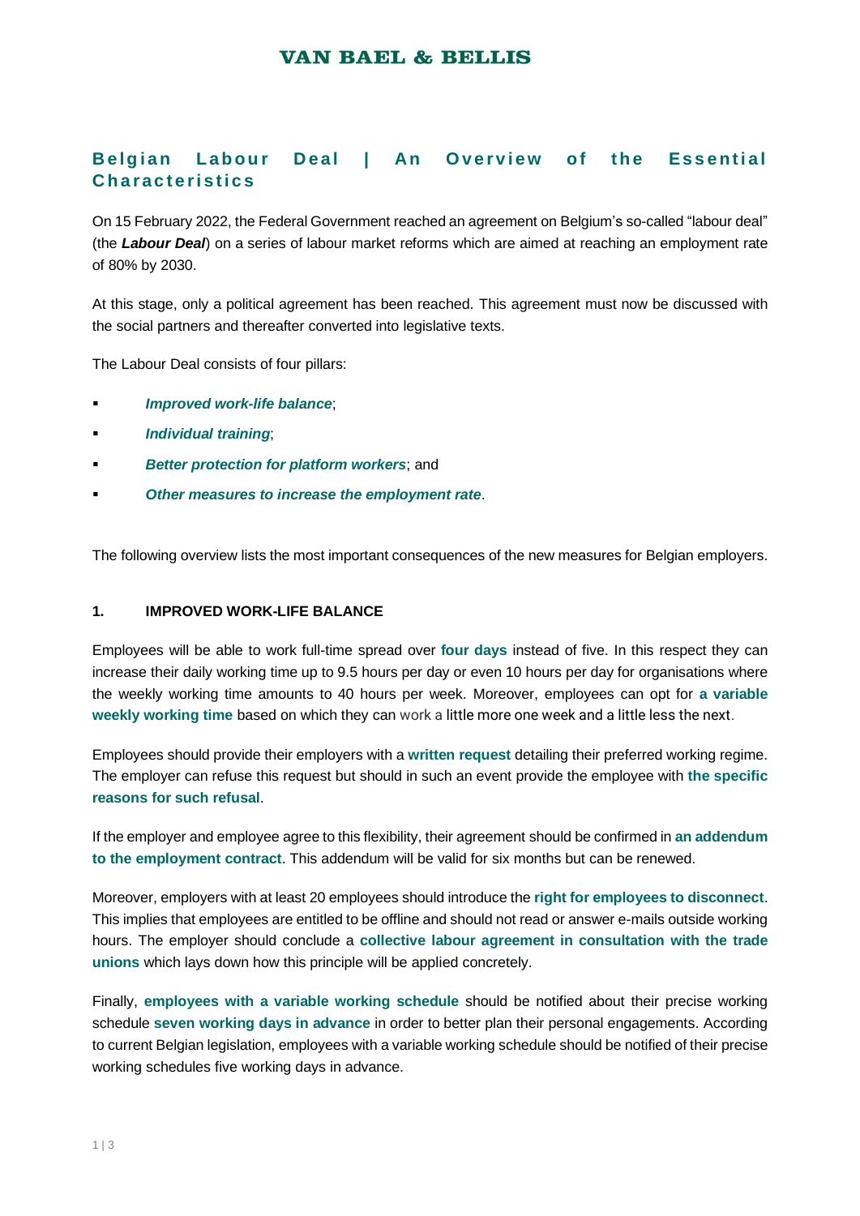## Belgian Labour Deal | An Overview of the Essential Characteristics

On 15 February 2022, the Federal Government reached an agreement on Belgium's so-called "labour deal" (the ***Labour Deal***) on a series of labour market reforms which are aimed at reaching an employment rate of 80% by 2030.

At this stage, only a political agreement has been reached. This agreement must now be discussed with the social partners and thereafter converted into legislative texts.

The Labour Deal consists of four pillars:

- ***Improved work-life balance***;
- ***Individual training***;
- ***Better protection for platform workers***; and
- ***Other measures to increase the employment rate***.

The following overview lists the most important consequences of the new measures for Belgian employers.

### 1. IMPROVED WORK-LIFE BALANCE

Employees will be able to work full-time spread over **four days** instead of five. In this respect they can increase their daily working time up to 9.5 hours per day or even 10 hours per day for organisations where the weekly working time amounts to 40 hours per week. Moreover, employees can opt for **a variable weekly working time** based on which they can work a little more one week and a little less the next.

Employees should provide their employers with a **written request** detailing their preferred working regime. The employer can refuse this request but should in such an event provide the employee with **the specific reasons for such refusal**.

If the employer and employee agree to this flexibility, their agreement should be confirmed in **an addendum to the employment contract**. This addendum will be valid for six months but can be renewed.

Moreover, employers with at least 20 employees should introduce the **right for employees to disconnect**. This implies that employees are entitled to be offline and should not read or answer e-mails outside working hours. The employer should conclude a **collective labour agreement in consultation with the trade unions** which lays down how this principle will be applied concretely.

Finally, **employees with a variable working schedule** should be notified about their precise working schedule **seven working days in advance** in order to better plan their personal engagements. According to current Belgian legislation, employees with a variable working schedule should be notified of their precise working schedules five working days in advance.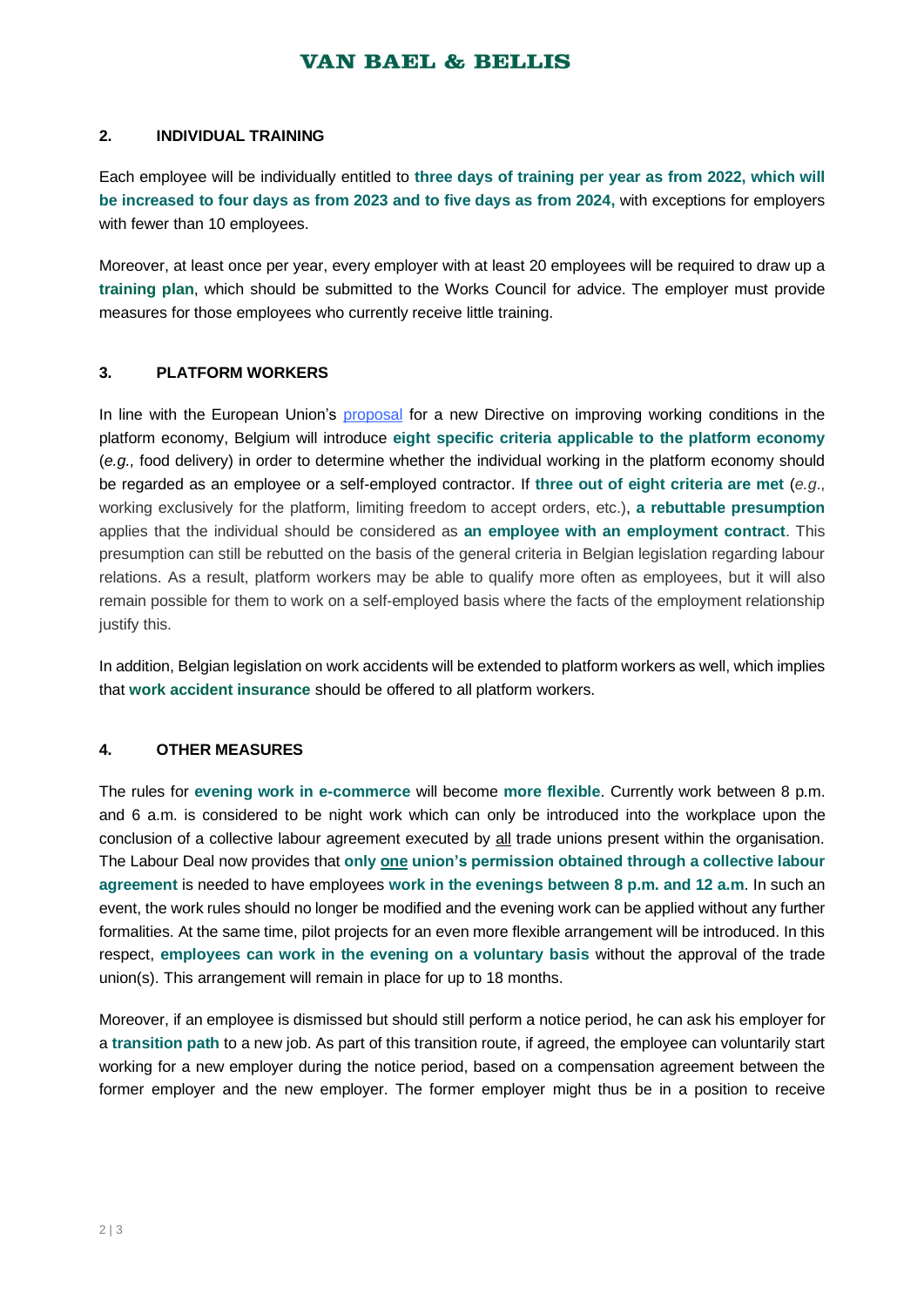## 2. INDIVIDUAL TRAINING

Each employee will be individually entitled to **three days of training per year as from 2022, which will be increased to four days as from 2023 and to five days as from 2024,** with exceptions for employers with fewer than 10 employees.

Moreover, at least once per year, every employer with at least 20 employees will be required to draw up a **training plan**, which should be submitted to the Works Council for advice. The employer must provide measures for those employees who currently receive little training.

## 3. PLATFORM WORKERS

In line with the European Union's proposal for a new Directive on improving working conditions in the platform economy, Belgium will introduce **eight specific criteria applicable to the platform economy** (*e.g.,* food delivery) in order to determine whether the individual working in the platform economy should be regarded as an employee or a self-employed contractor. If **three out of eight criteria are met** (*e.g.*, working exclusively for the platform, limiting freedom to accept orders, etc.), **a rebuttable presumption** applies that the individual should be considered as **an employee with an employment contract**. This presumption can still be rebutted on the basis of the general criteria in Belgian legislation regarding labour relations. As a result, platform workers may be able to qualify more often as employees, but it will also remain possible for them to work on a self-employed basis where the facts of the employment relationship justify this.

In addition, Belgian legislation on work accidents will be extended to platform workers as well, which implies that **work accident insurance** should be offered to all platform workers.

## 4. OTHER MEASURES

The rules for **evening work in e-commerce** will become **more flexible**. Currently work between 8 p.m. and 6 a.m. is considered to be night work which can only be introduced into the workplace upon the conclusion of a collective labour agreement executed by all trade unions present within the organisation. The Labour Deal now provides that **only one union's permission obtained through a collective labour agreement** is needed to have employees **work in the evenings between 8 p.m. and 12 a.m**. In such an event, the work rules should no longer be modified and the evening work can be applied without any further formalities. At the same time, pilot projects for an even more flexible arrangement will be introduced. In this respect, **employees can work in the evening on a voluntary basis** without the approval of the trade union(s). This arrangement will remain in place for up to 18 months.

Moreover, if an employee is dismissed but should still perform a notice period, he can ask his employer for a **transition path** to a new job. As part of this transition route, if agreed, the employee can voluntarily start working for a new employer during the notice period, based on a compensation agreement between the former employer and the new employer. The former employer might thus be in a position to receive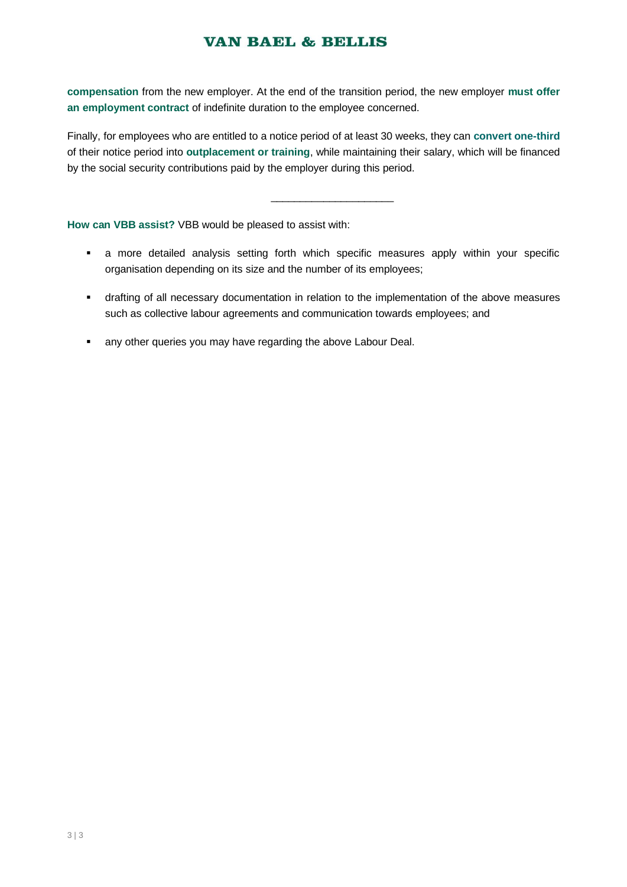**compensation** from the new employer. At the end of the transition period, the new employer **must offer an employment contract** of indefinite duration to the employee concerned.

Finally, for employees who are entitled to a notice period of at least 30 weeks, they can **convert one-third** of their notice period into **outplacement or training**, while maintaining their salary, which will be financed by the social security contributions paid by the employer during this period.

---

**How can VBB assist?** VBB would be pleased to assist with:

- a more detailed analysis setting forth which specific measures apply within your specific organisation depending on its size and the number of its employees;
- drafting of all necessary documentation in relation to the implementation of the above measures such as collective labour agreements and communication towards employees; and
- any other queries you may have regarding the above Labour Deal.